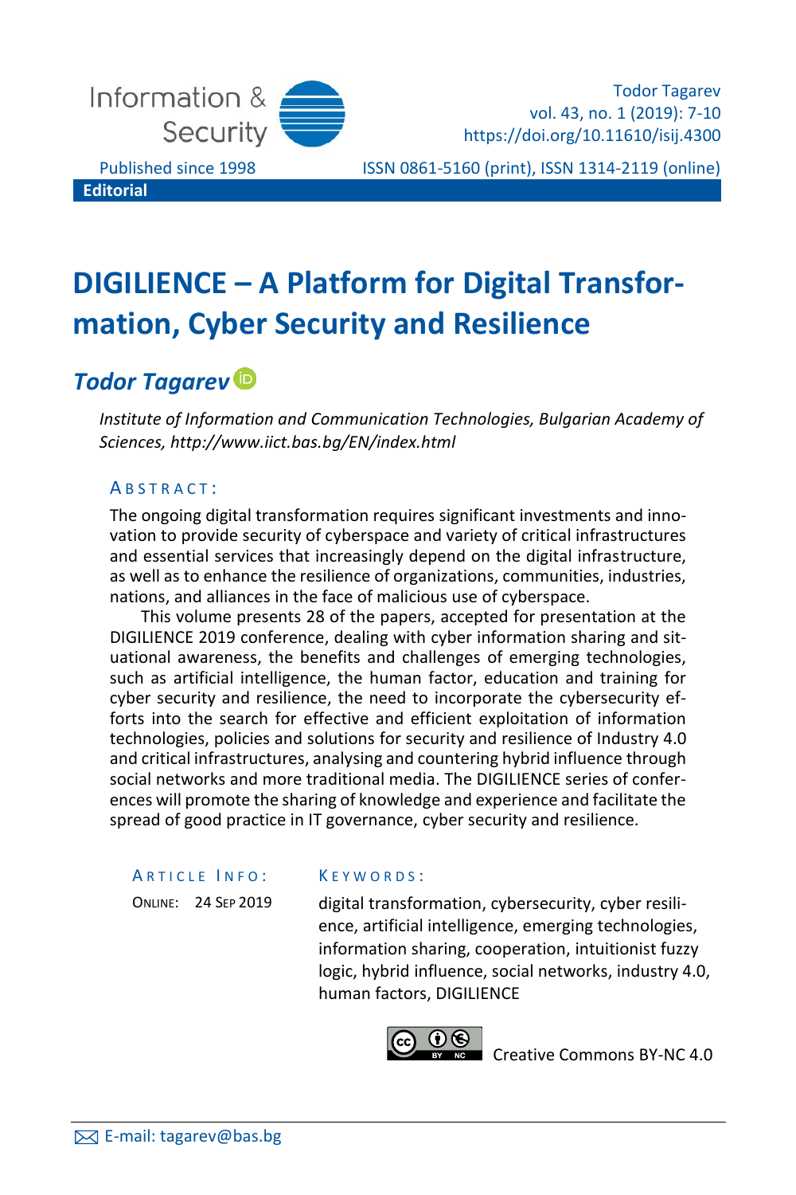Editorial

# DIGILIENCE – A Platform for Digital Transformation, Cyber Security and Resilience

## *Todor Tagarev*

*Institute of Information and Communication Technologies, Bulgarian Academy of Sciences, http://www.iict.bas.bg/EN/index.html*

### ABSTRACT:

The ongoing digital transformation requires significant investments and innovation to provide security of cyberspace and variety of critical infrastructures and essential services that increasingly depend on the digital infrastructure, as well as to enhance the resilience of organizations, communities, industries, nations, and alliances in the face of malicious use of cyberspace.

This volume presents 28 of the papers, accepted for presentation at the DIGILIENCE 2019 conference, dealing with cyber information sharing and situational awareness, the benefits and challenges of emerging technologies, such as artificial intelligence, the human factor, education and training for cyber security and resilience, the need to incorporate the cybersecurity efforts into the search for effective and efficient exploitation of information technologies, policies and solutions for security and resilience of Industry 4.0 and critical infrastructures, analysing and countering hybrid influence through social networks and more traditional media. The DIGILIENCE series of conferences will promote the sharing of knowledge and experience and facilitate the spread of good practice in IT governance, cyber security and resilience.

### ARTICLE INFO:

ONLINE: 24 SEP 2019

### KEYWORDS:

digital transformation, cybersecurity, cyber resilience, artificial intelligence, emerging technologies, information sharing, cooperation, intuitionist fuzzy logic, hybrid influence, social networks, industry 4.0, human factors, DIGILIENCE

Creative Commons BY-NC 4.0

E-mail: tagarev@bas.bg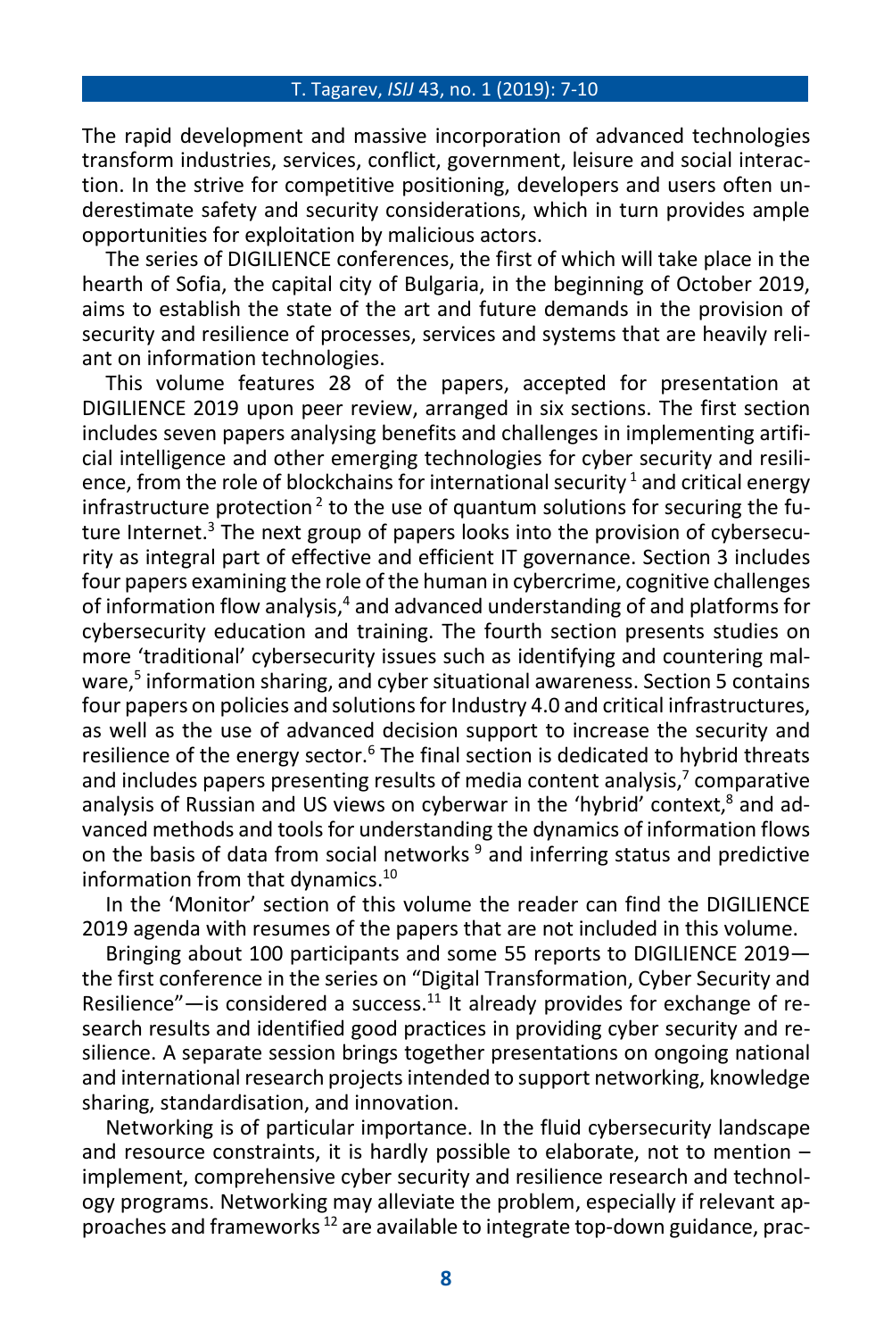The rapid development and massive incorporation of advanced technologies transform industries, services, conflict, government, leisure and social interaction. In the strive for competitive positioning, developers and users often underestimate safety and security considerations, which in turn provides ample opportunities for exploitation by malicious actors.

The series of DIGILIENCE conferences, the first of which will take place in the hearth of Sofia, the capital city of Bulgaria, in the beginning of October 2019, aims to establish the state of the art and future demands in the provision of security and resilience of processes, services and systems that are heavily reliant on information technologies.

This volume features 28 of the papers, accepted for presentation at DIGILIENCE 2019 upon peer review, arranged in six sections. The first section includes seven papers analysing benefits and challenges in implementing artificial intelligence and other emerging technologies for cyber security and resilience, from the role of blockchains for international security [1] and critical energy infrastructure protection [2] to the use of quantum solutions for securing the future Internet.[3] The next group of papers looks into the provision of cybersecurity as integral part of effective and efficient IT governance. Section 3 includes four papers examining the role of the human in cybercrime, cognitive challenges of information flow analysis,[4] and advanced understanding of and platforms for cybersecurity education and training. The fourth section presents studies on more 'traditional' cybersecurity issues such as identifying and countering malware,[5] information sharing, and cyber situational awareness. Section 5 contains four papers on policies and solutions for Industry 4.0 and critical infrastructures, as well as the use of advanced decision support to increase the security and resilience of the energy sector.[6] The final section is dedicated to hybrid threats and includes papers presenting results of media content analysis,[7] comparative analysis of Russian and US views on cyberwar in the 'hybrid' context,[8] and advanced methods and tools for understanding the dynamics of information flows on the basis of data from social networks [9] and inferring status and predictive information from that dynamics.[10]

In the 'Monitor' section of this volume the reader can find the DIGILIENCE 2019 agenda with resumes of the papers that are not included in this volume.

Bringing about 100 participants and some 55 reports to DIGILIENCE 2019—the first conference in the series on "Digital Transformation, Cyber Security and Resilience"—is considered a success.[11] It already provides for exchange of research results and identified good practices in providing cyber security and resilience. A separate session brings together presentations on ongoing national and international research projects intended to support networking, knowledge sharing, standardisation, and innovation.

Networking is of particular importance. In the fluid cybersecurity landscape and resource constraints, it is hardly possible to elaborate, not to mention – implement, comprehensive cyber security and resilience research and technology programs. Networking may alleviate the problem, especially if relevant approaches and frameworks [12] are available to integrate top-down guidance, prac-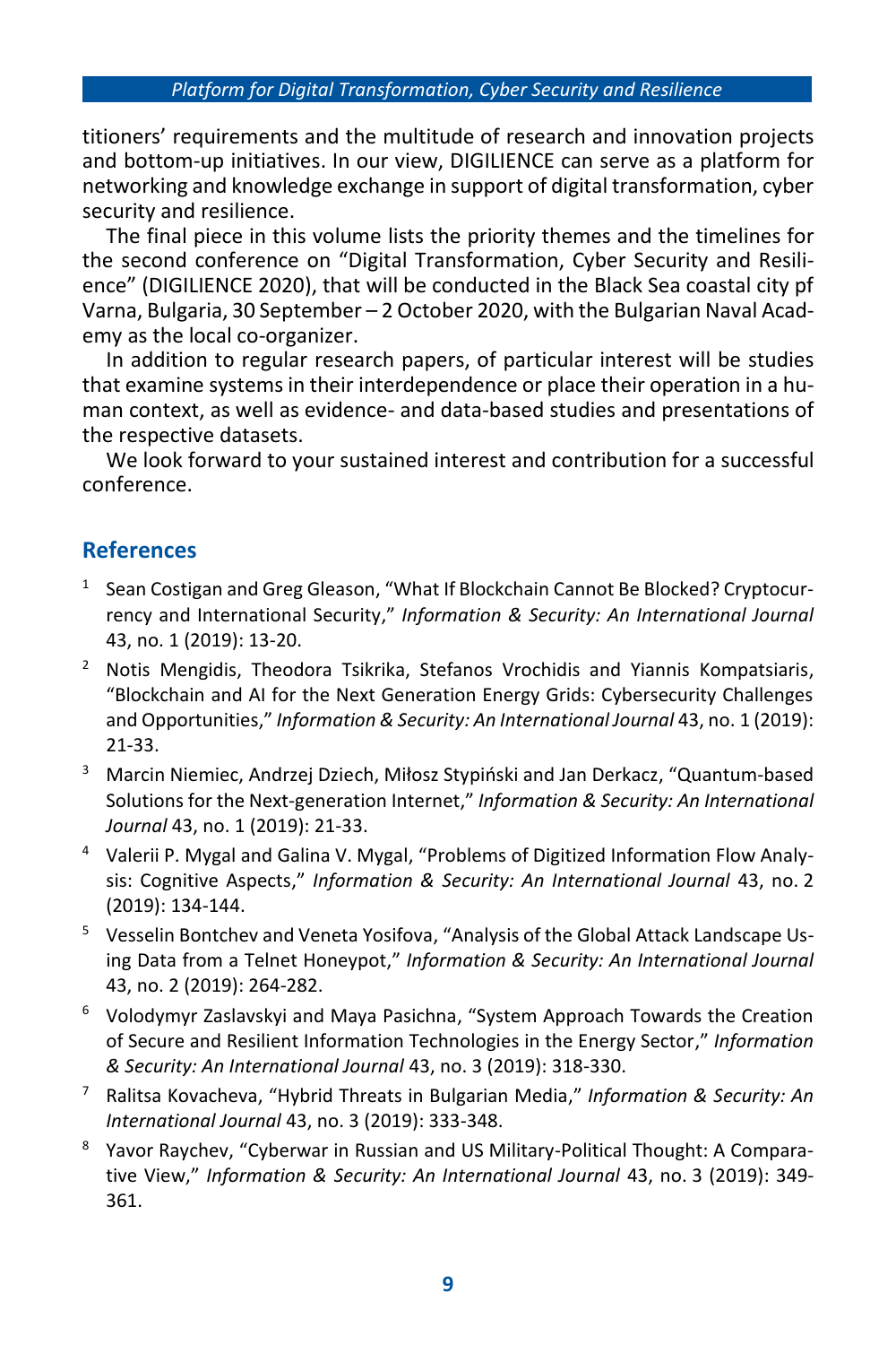titioners' requirements and the multitude of research and innovation projects and bottom-up initiatives. In our view, DIGILIENCE can serve as a platform for networking and knowledge exchange in support of digital transformation, cyber security and resilience.

The final piece in this volume lists the priority themes and the timelines for the second conference on "Digital Transformation, Cyber Security and Resilience" (DIGILIENCE 2020), that will be conducted in the Black Sea coastal city pf Varna, Bulgaria, 30 September – 2 October 2020, with the Bulgarian Naval Academy as the local co-organizer.

In addition to regular research papers, of particular interest will be studies that examine systems in their interdependence or place their operation in a human context, as well as evidence- and data-based studies and presentations of the respective datasets.

We look forward to your sustained interest and contribution for a successful conference.

## References

1. Sean Costigan and Greg Gleason, "What If Blockchain Cannot Be Blocked? Cryptocurrency and International Security," *Information & Security: An International Journal* 43, no. 1 (2019): 13-20.
2. Notis Mengidis, Theodora Tsikrika, Stefanos Vrochidis and Yiannis Kompatsiaris, "Blockchain and AI for the Next Generation Energy Grids: Cybersecurity Challenges and Opportunities," *Information & Security: An International Journal* 43, no. 1 (2019): 21-33.
3. Marcin Niemiec, Andrzej Dziech, Miłosz Stypiński and Jan Derkacz, "Quantum-based Solutions for the Next-generation Internet," *Information & Security: An International Journal* 43, no. 1 (2019): 21-33.
4. Valerii P. Mygal and Galina V. Mygal, "Problems of Digitized Information Flow Analysis: Cognitive Aspects," *Information & Security: An International Journal* 43, no. 2 (2019): 134-144.
5. Vesselin Bontchev and Veneta Yosifova, "Analysis of the Global Attack Landscape Using Data from a Telnet Honeypot," *Information & Security: An International Journal* 43, no. 2 (2019): 264-282.
6. Volodymyr Zaslavskyi and Maya Pasichna, "System Approach Towards the Creation of Secure and Resilient Information Technologies in the Energy Sector," *Information & Security: An International Journal* 43, no. 3 (2019): 318-330.
7. Ralitsa Kovacheva, "Hybrid Threats in Bulgarian Media," *Information & Security: An International Journal* 43, no. 3 (2019): 333-348.
8. Yavor Raychev, "Cyberwar in Russian and US Military-Political Thought: A Comparative View," *Information & Security: An International Journal* 43, no. 3 (2019): 349-361.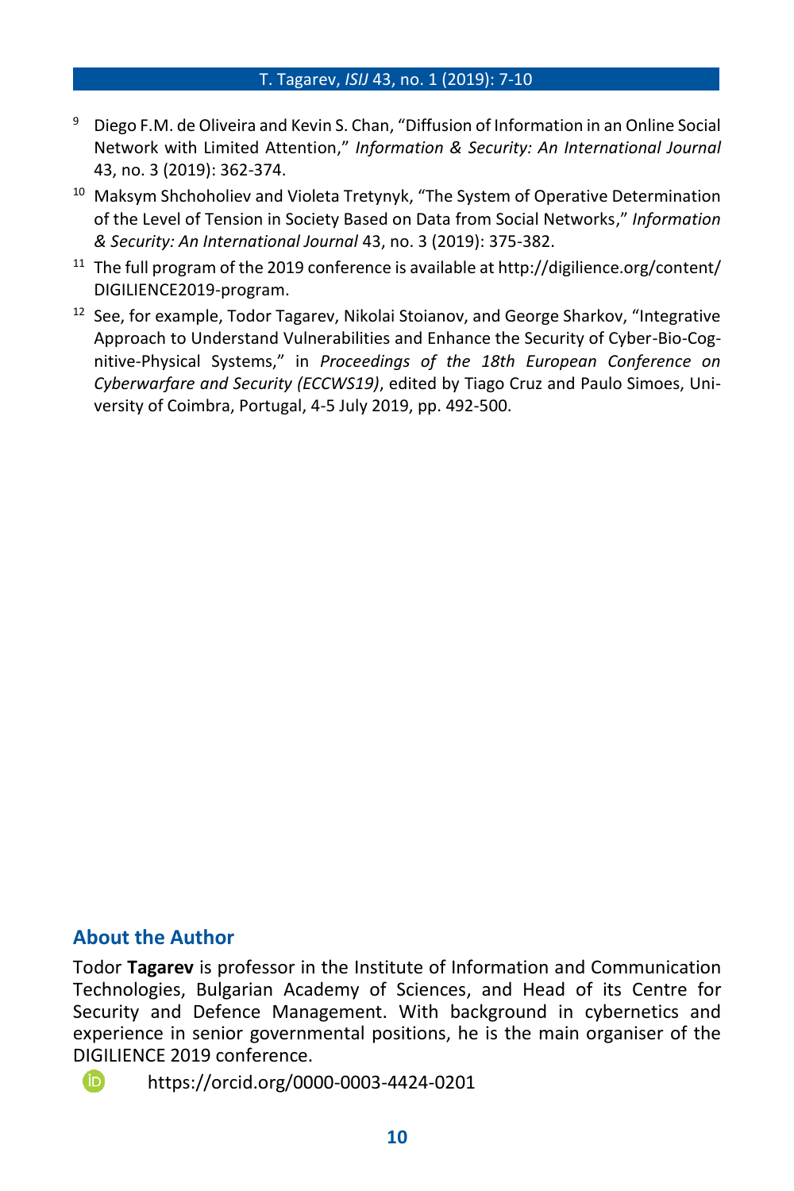[9] Diego F.M. de Oliveira and Kevin S. Chan, "Diffusion of Information in an Online Social Network with Limited Attention," *Information & Security: An International Journal* 43, no. 3 (2019): 362-374.

[10] Maksym Shchoholiev and Violeta Tretynyk, "The System of Operative Determination of the Level of Tension in Society Based on Data from Social Networks," *Information & Security: An International Journal* 43, no. 3 (2019): 375-382.

[11] The full program of the 2019 conference is available at http://digilience.org/content/DIGILIENCE2019-program.

[12] See, for example, Todor Tagarev, Nikolai Stoianov, and George Sharkov, "Integrative Approach to Understand Vulnerabilities and Enhance the Security of Cyber-Bio-Cognitive-Physical Systems," in *Proceedings of the 18th European Conference on Cyberwarfare and Security (ECCWS19)*, edited by Tiago Cruz and Paulo Simoes, University of Coimbra, Portugal, 4-5 July 2019, pp. 492-500.

## About the Author

Todor **Tagarev** is professor in the Institute of Information and Communication Technologies, Bulgarian Academy of Sciences, and Head of its Centre for Security and Defence Management. With background in cybernetics and experience in senior governmental positions, he is the main organiser of the DIGILIENCE 2019 conference.

https://orcid.org/0000-0003-4424-0201